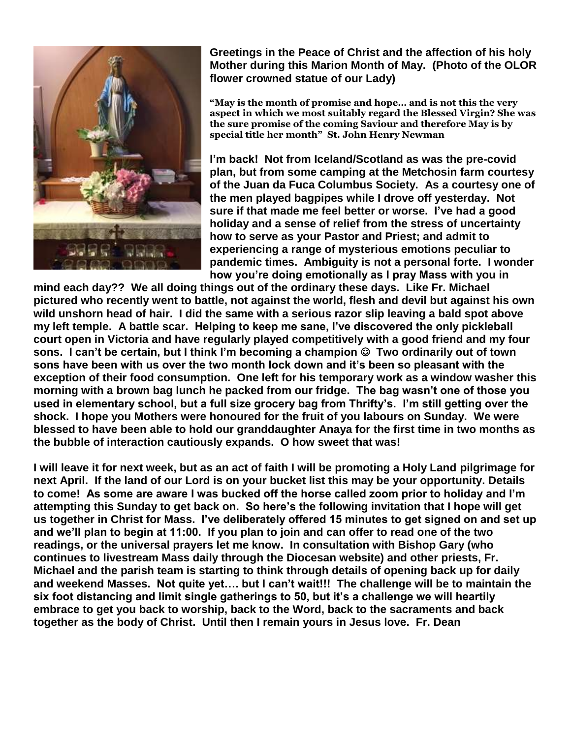**Greetings in the Peace of Christ and the affection of his holy Mother during this Marion Month of May. (Photo of the OLOR flower crowned statue of our Lady)**

**"May is the month of promise and hope… and is not this the very aspect in which we most suitably regard the Blessed Virgin? She was the sure promise of the coming Saviour and therefore May is by special title her month" St. John Henry Newman**

**I'm back! Not from Iceland/Scotland as was the pre-covid plan, but from some camping at the Metchosin farm courtesy of the Juan da Fuca Columbus Society. As a courtesy one of the men played bagpipes while I drove off yesterday. Not sure if that made me feel better or worse. I've had a good holiday and a sense of relief from the stress of uncertainty how to serve as your Pastor and Priest; and admit to experiencing a range of mysterious emotions peculiar to pandemic times. Ambiguity is not a personal forte. I wonder how you're doing emotionally as I pray Mass with you in mind each day?? We all doing things out of the ordinary these days. Like Fr. Michael pictured who recently went to battle, not against the world, flesh and devil but against his own wild unshorn head of hair. I did the same with a serious razor slip leaving a bald spot above my left temple. A battle scar. Helping to keep me sane, I've discovered the only pickleball court open in Victoria and have regularly played competitively with a good friend and my four sons. I can't be certain, but I think I'm becoming a champion ☺ Two ordinarily out of town sons have been with us over the two month lock down and it's been so pleasant with the exception of their food consumption. One left for his temporary work as a window washer this morning with a brown bag lunch he packed from our fridge. The bag wasn't one of those you used in elementary school, but a full size grocery bag from Thrifty's. I'm still getting over the shock. I hope you Mothers were honoured for the fruit of you labours on Sunday. We were blessed to have been able to hold our granddaughter Anaya for the first time in two months as the bubble of interaction cautiously expands. O how sweet that was!**

**I will leave it for next week, but as an act of faith I will be promoting a Holy Land pilgrimage for next April. If the land of our Lord is on your bucket list this may be your opportunity. Details to come! As some are aware I was bucked off the horse called zoom prior to holiday and I'm attempting this Sunday to get back on. So here's the following invitation that I hope will get us together in Christ for Mass. I've deliberately offered 15 minutes to get signed on and set up and we'll plan to begin at 11:00. If you plan to join and can offer to read one of the two readings, or the universal prayers let me know. In consultation with Bishop Gary (who continues to livestream Mass daily through the Diocesan website) and other priests, Fr. Michael and the parish team is starting to think through details of opening back up for daily and weekend Masses. Not quite yet…. but I can't wait!!! The challenge will be to maintain the six foot distancing and limit single gatherings to 50, but it's a challenge we will heartily embrace to get you back to worship, back to the Word, back to the sacraments and back together as the body of Christ. Until then I remain yours in Jesus love. Fr. Dean**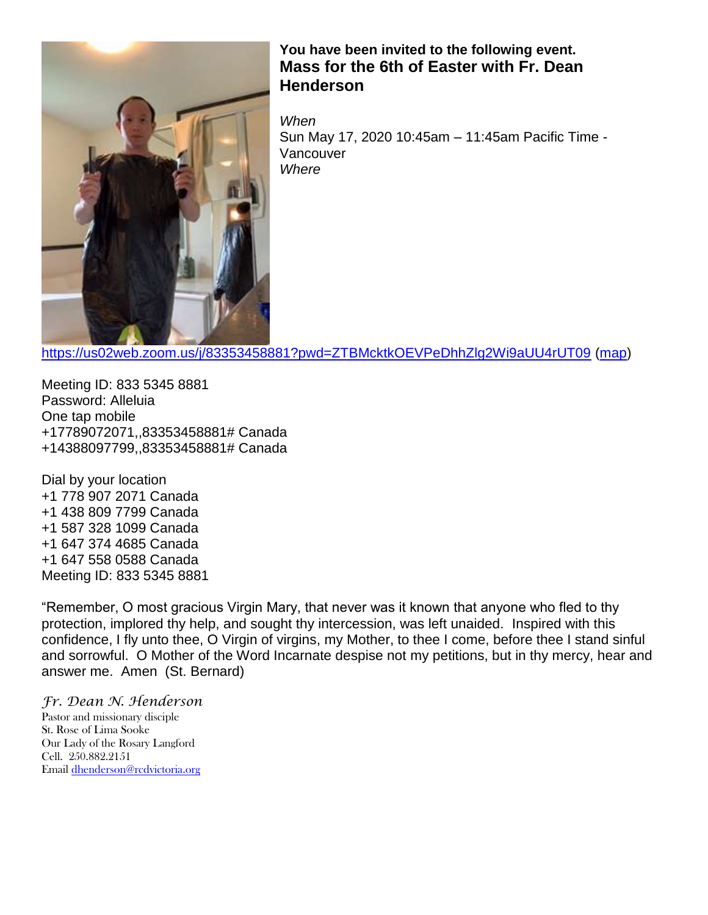**You have been invited to the following event.**

**Mass for the 6th of Easter with Fr. Dean Henderson**

*When*
Sun May 17, 2020 10:45am – 11:45am Pacific Time - Vancouver
*Where*

https://us02web.zoom.us/j/83353458881?pwd=ZTBMcktkOEVPeDhhZlg2Wi9aUU4rUT09 (map)

Meeting ID: 833 5345 8881
Password: Alleluia
One tap mobile
+17789072071,,83353458881# Canada
+14388097799,,83353458881# Canada

Dial by your location
+1 778 907 2071 Canada
+1 438 809 7799 Canada
+1 587 328 1099 Canada
+1 647 374 4685 Canada
+1 647 558 0588 Canada
Meeting ID: 833 5345 8881

"Remember, O most gracious Virgin Mary, that never was it known that anyone who fled to thy protection, implored thy help, and sought thy intercession, was left unaided. Inspired with this confidence, I fly unto thee, O Virgin of virgins, my Mother, to thee I come, before thee I stand sinful and sorrowful. O Mother of the Word Incarnate despise not my petitions, but in thy mercy, hear and answer me. Amen (St. Bernard)

*Fr. Dean N. Henderson*
Pastor and missionary disciple
St. Rose of Lima Sooke
Our Lady of the Rosary Langford
Cell. 250.882.2151
Email dhenderson@rcdvictoria.org